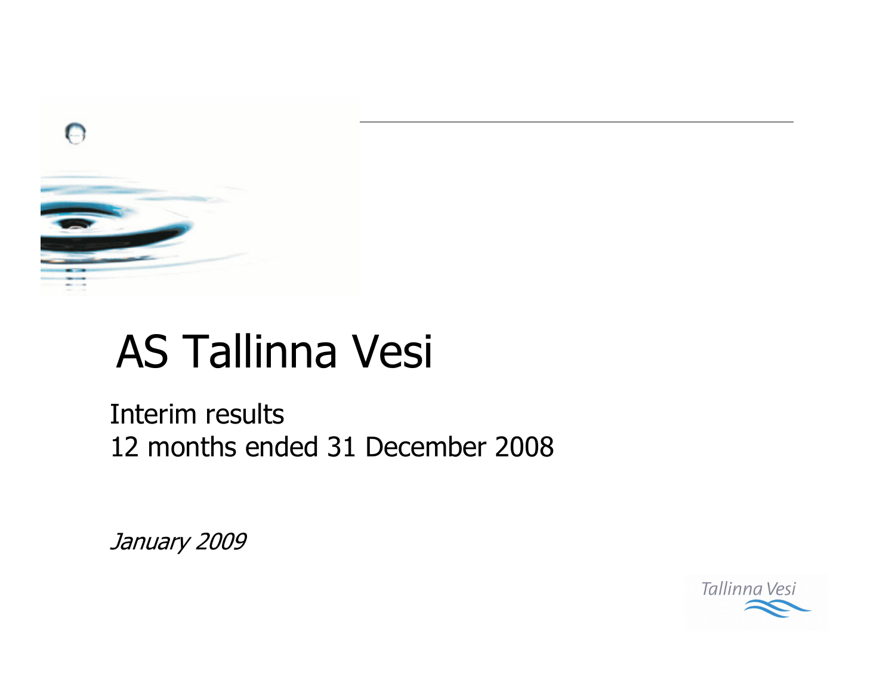# AS Tallinna Vesi

Interim results
12 months ended 31 December 2008

*January 2009*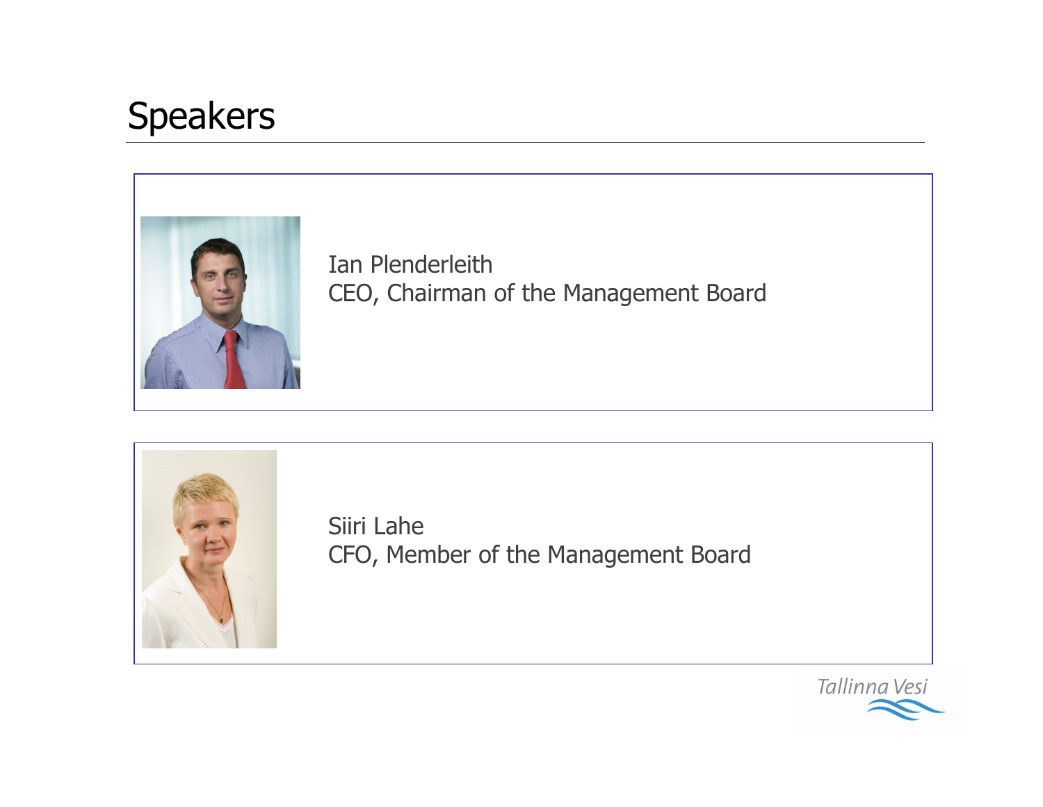# Speakers

Ian Plenderleith
CEO, Chairman of the Management Board

Siiri Lahe
CFO, Member of the Management Board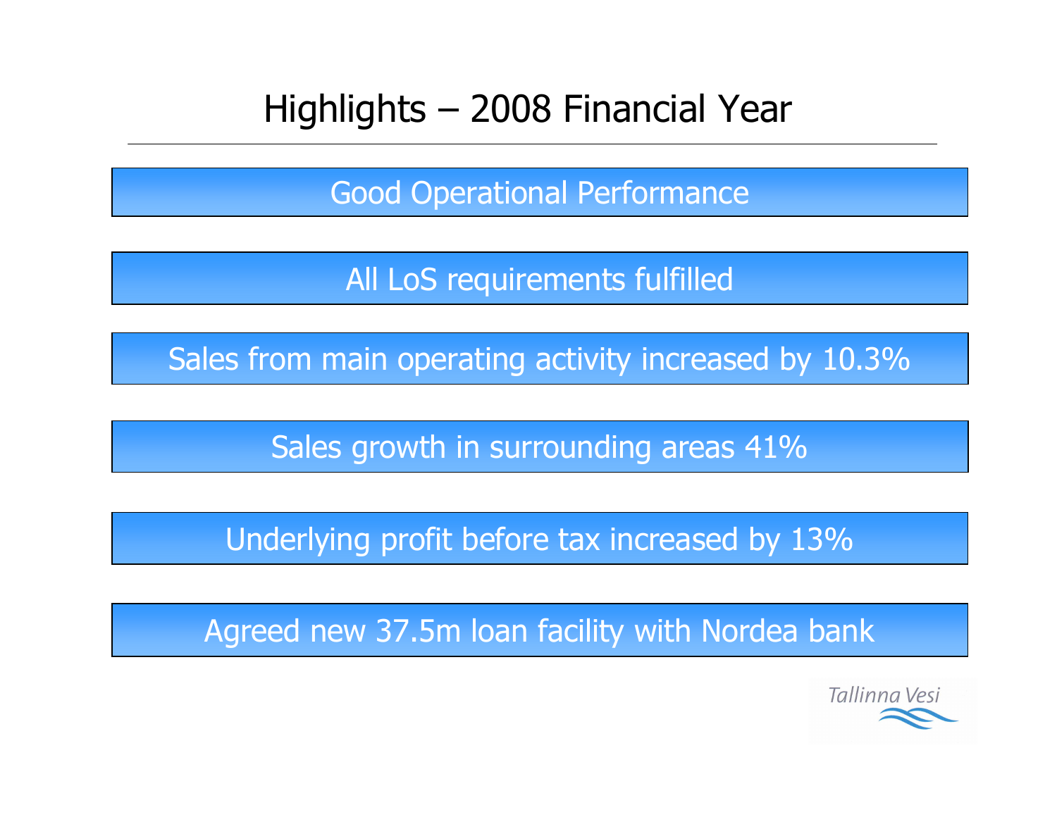# Highlights – 2008 Financial Year

- Good Operational Performance
- All LoS requirements fulfilled
- Sales from main operating activity increased by 10.3%
- Sales growth in surrounding areas 41%
- Underlying profit before tax increased by 13%
- Agreed new 37.5m loan facility with Nordea bank

Tallinna Vesi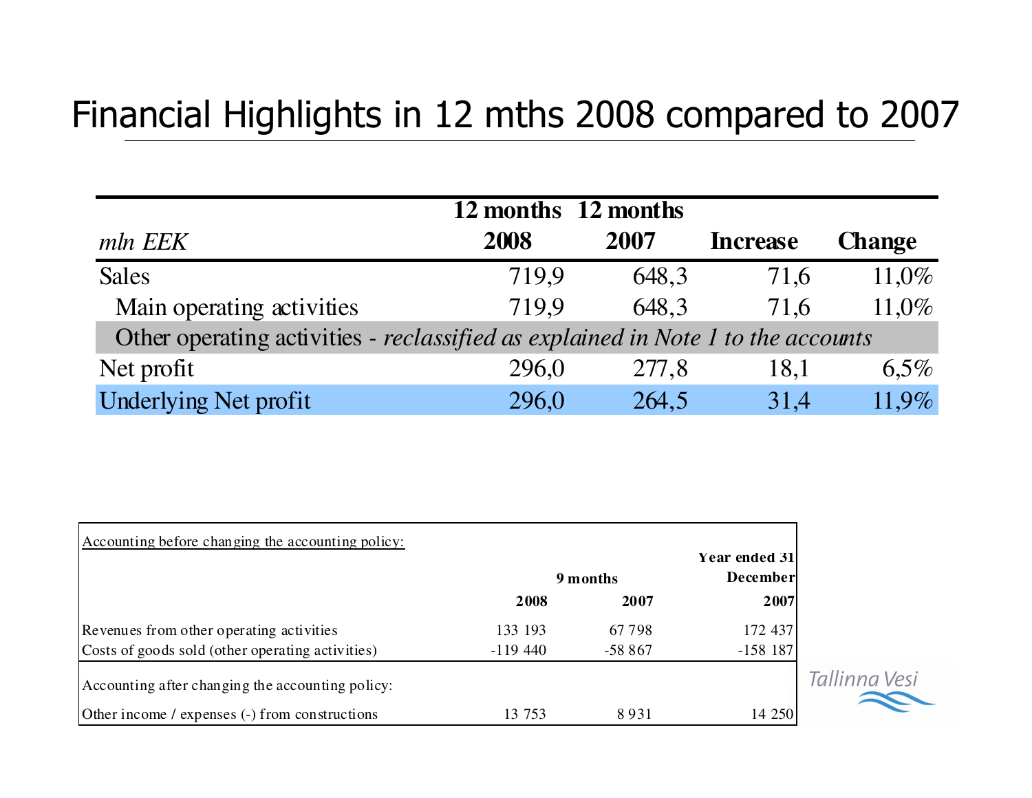# Financial Highlights in 12 mths 2008 compared to 2007

| *mln EEK* | 12 months 2008 | 12 months 2007 | Increase | Change |
|---|---|---|---|---|
| Sales | 719,9 | 648,3 | 71,6 | 11,0% |
| Main operating activities | 719,9 | 648,3 | 71,6 | 11,0% |
| Other operating activities - *reclassified as explained in Note 1 to the accounts* | | | | |
| Net profit | 296,0 | 277,8 | 18,1 | 6,5% |
| Underlying Net profit | 296,0 | 264,5 | 31,4 | 11,9% |

| Accounting before changing the accounting policy: | 9 months | | Year ended 31 December |
|---|---|---|---|
| | 2008 | 2007 | 2007 |
| Revenues from other operating activities | 133 193 | 67 798 | 172 437 |
| Costs of goods sold (other operating activities) | -119 440 | -58 867 | -158 187 |
| Accounting after changing the accounting policy: | | | |
| Other income / expenses (-) from constructions | 13 753 | 8 931 | 14 250 |

Tallinna Vesi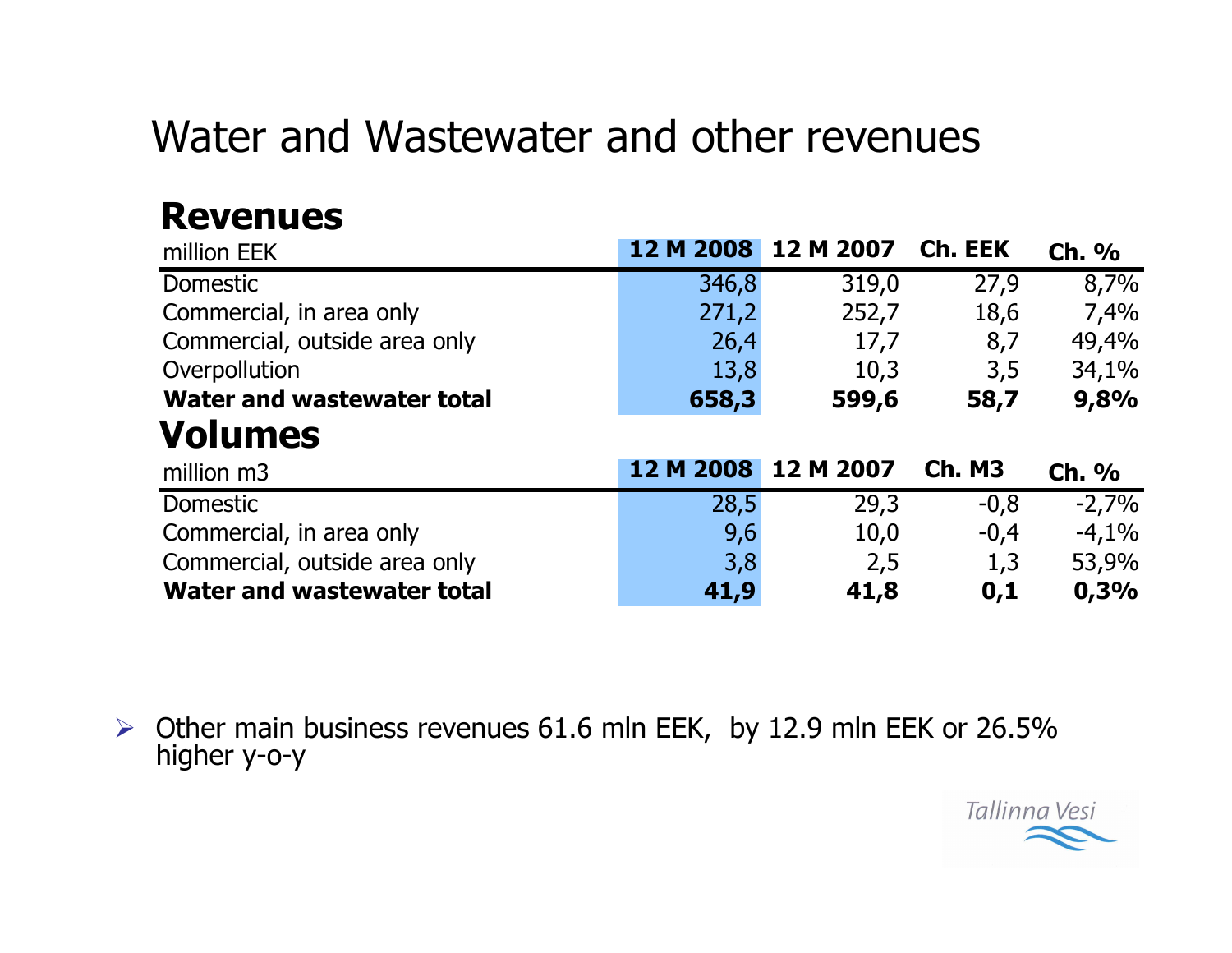# Water and Wastewater and other revenues

## Revenues

| million EEK | 12 M 2008 | 12 M 2007 | Ch. EEK | Ch. % |
|---|---|---|---|---|
| Domestic | 346,8 | 319,0 | 27,9 | 8,7% |
| Commercial, in area only | 271,2 | 252,7 | 18,6 | 7,4% |
| Commercial, outside area only | 26,4 | 17,7 | 8,7 | 49,4% |
| Overpollution | 13,8 | 10,3 | 3,5 | 34,1% |
| **Water and wastewater total** | **658,3** | **599,6** | **58,7** | **9,8%** |

## Volumes

| million m3 | 12 M 2008 | 12 M 2007 | Ch. M3 | Ch. % |
|---|---|---|---|---|
| Domestic | 28,5 | 29,3 | -0,8 | -2,7% |
| Commercial, in area only | 9,6 | 10,0 | -0,4 | -4,1% |
| Commercial, outside area only | 3,8 | 2,5 | 1,3 | 53,9% |
| **Water and wastewater total** | **41,9** | **41,8** | **0,1** | **0,3%** |

- Other main business revenues 61.6 mln EEK, by 12.9 mln EEK or 26.5% higher y-o-y

Tallinna Vesi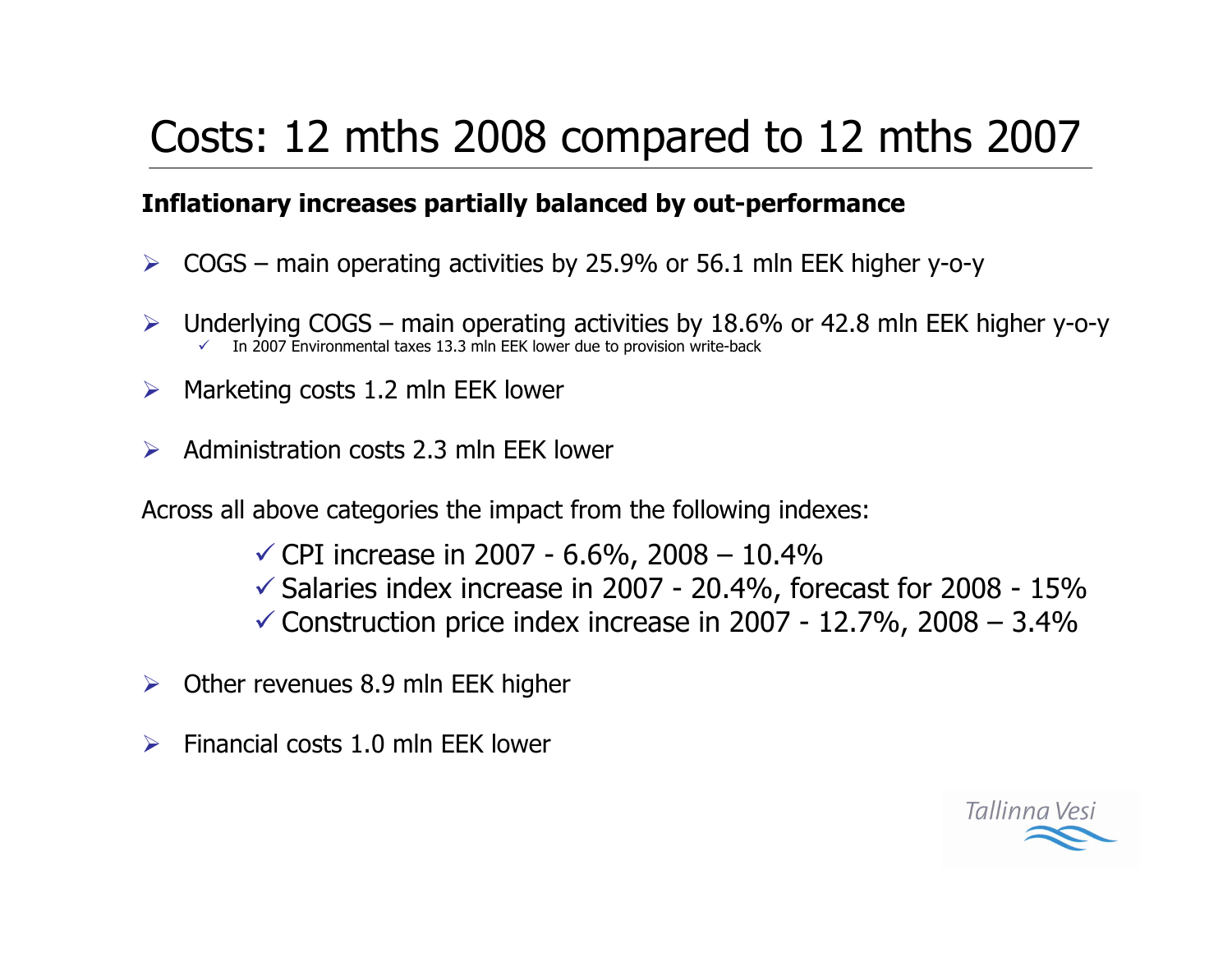# Costs: 12 mths 2008 compared to 12 mths 2007

**Inflationary increases partially balanced by out-performance**

- COGS – main operating activities by 25.9% or 56.1 mln EEK higher y-o-y
- Underlying COGS – main operating activities by 18.6% or 42.8 mln EEK higher y-o-y
  - ✓ In 2007 Environmental taxes 13.3 mln EEK lower due to provision write-back
- Marketing costs 1.2 mln EEK lower
- Administration costs 2.3 mln EEK lower

Across all above categories the impact from the following indexes:

- ✓ CPI increase in 2007 - 6.6%, 2008 – 10.4%
- ✓ Salaries index increase in 2007 - 20.4%, forecast for 2008 - 15%
- ✓ Construction price index increase in 2007 - 12.7%, 2008 – 3.4%

- Other revenues 8.9 mln EEK higher
- Financial costs 1.0 mln EEK lower

Tallinna Vesi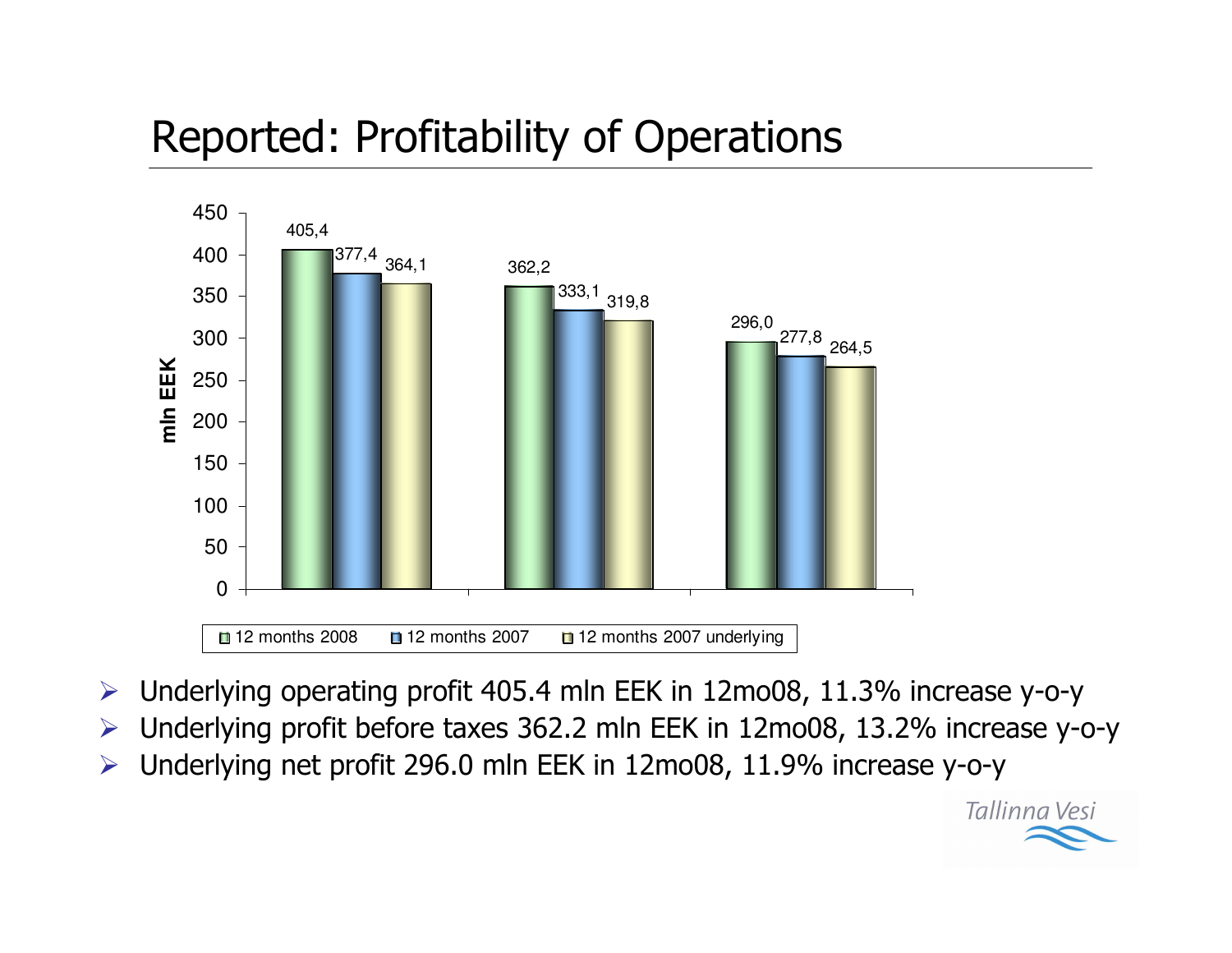# Reported: Profitability of Operations

| | 12 months 2008 | 12 months 2007 | 12 months 2007 underlying |
|---|---|---|---|
| | 405,4 | 377,4 | 364,1 |
| | 362,2 | 333,1 | 319,8 |
| | 296,0 | 277,8 | 264,5 |

mln EEK

- Underlying operating profit 405.4 mln EEK in 12mo08, 11.3% increase y-o-y
- Underlying profit before taxes 362.2 mln EEK in 12mo08, 13.2% increase y-o-y
- Underlying net profit 296.0 mln EEK in 12mo08, 11.9% increase y-o-y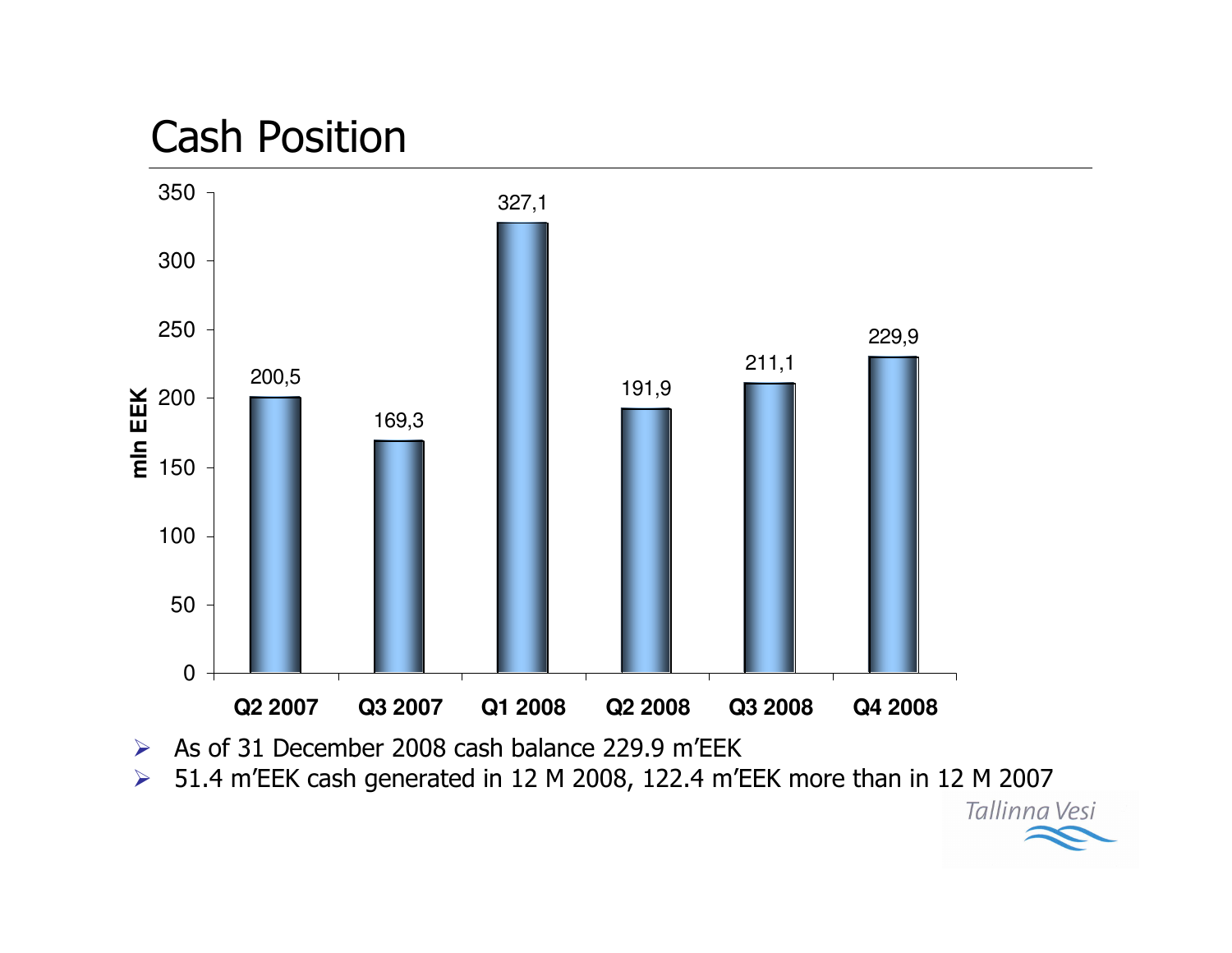# Cash Position

| | Q2 2007 | Q3 2007 | Q1 2008 | Q2 2008 | Q3 2008 | Q4 2008 |
|---|---|---|---|---|---|---|
| mln EEK | 200,5 | 169,3 | 327,1 | 191,9 | 211,1 | 229,9 |

- As of 31 December 2008 cash balance 229.9 m'EEK
- 51.4 m'EEK cash generated in 12 M 2008, 122.4 m'EEK more than in 12 M 2007

Tallinna Vesi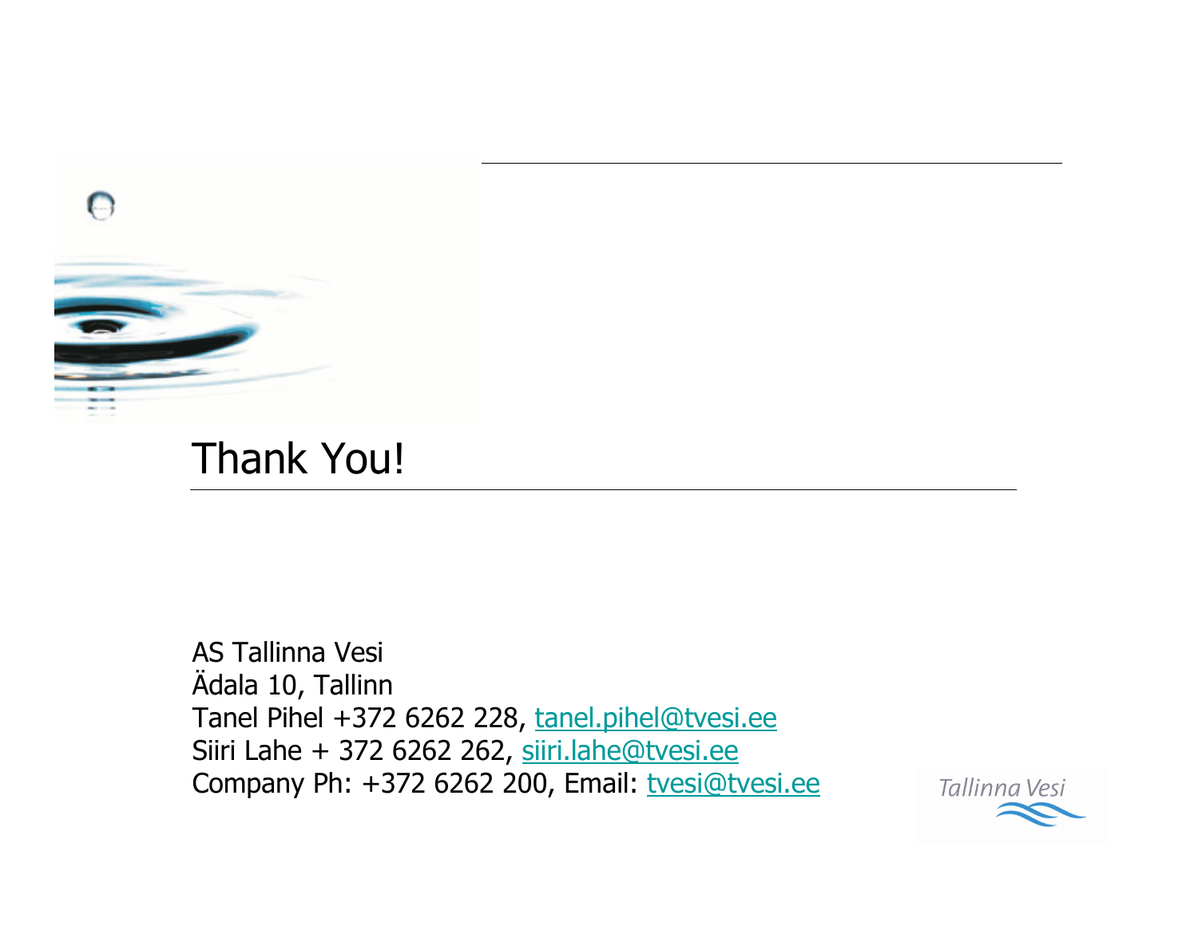# Thank You!

AS Tallinna Vesi
Ädala 10, Tallinn
Tanel Pihel +372 6262 228, tanel.pihel@tvesi.ee
Siiri Lahe + 372 6262 262, siiri.lahe@tvesi.ee
Company Ph: +372 6262 200, Email: tvesi@tvesi.ee

Tallinna Vesi